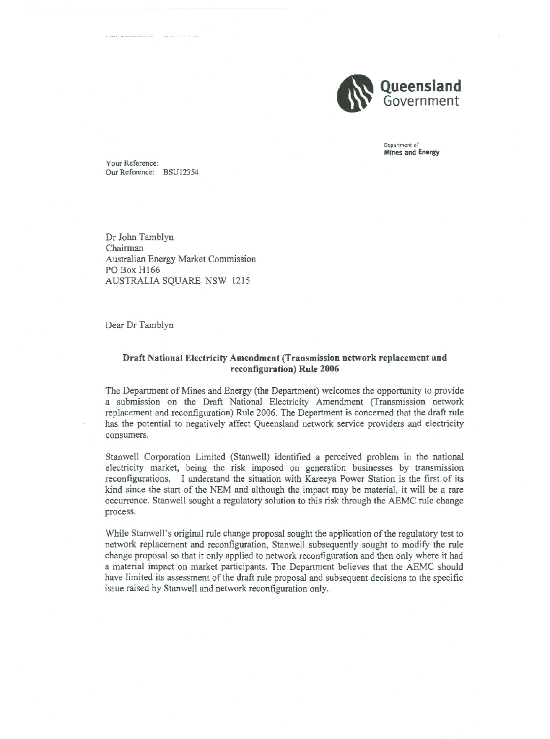**Queensland Government**

Department of
**Mines and Energy**

Your Reference:
Our Reference: BSU12354

Dr John Tamblyn
Chairman
Australian Energy Market Commission
PO Box H166
AUSTRALIA SQUARE NSW 1215

Dear Dr Tamblyn

**Draft National Electricity Amendment (Transmission network replacement and reconfiguration) Rule 2006**

The Department of Mines and Energy (the Department) welcomes the opportunity to provide a submission on the Draft National Electricity Amendment (Transmission network replacement and reconfiguration) Rule 2006. The Department is concerned that the draft rule has the potential to negatively affect Queensland network service providers and electricity consumers.

Stanwell Corporation Limited (Stanwell) identified a perceived problem in the national electricity market, being the risk imposed on generation businesses by transmission reconfigurations. I understand the situation with Kareeya Power Station is the first of its kind since the start of the NEM and although the impact may be material, it will be a rare occurrence. Stanwell sought a regulatory solution to this risk through the AEMC rule change process.

While Stanwell's original rule change proposal sought the application of the regulatory test to network replacement and reconfiguration, Stanwell subsequently sought to modify the rule change proposal so that it only applied to network reconfiguration and then only where it had a material impact on market participants. The Department believes that the AEMC should have limited its assessment of the draft rule proposal and subsequent decisions to the specific issue raised by Stanwell and network reconfiguration only.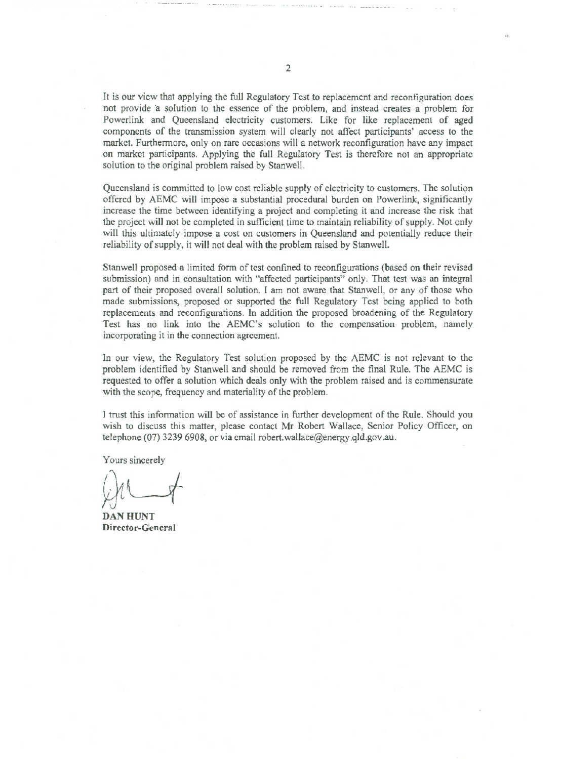It is our view that applying the full Regulatory Test to replacement and reconfiguration does not provide a solution to the essence of the problem, and instead creates a problem for Powerlink and Queensland electricity customers. Like for like replacement of aged components of the transmission system will clearly not affect participants' access to the market. Furthermore, only on rare occasions will a network reconfiguration have any impact on market participants. Applying the full Regulatory Test is therefore not an appropriate solution to the original problem raised by Stanwell.

Queensland is committed to low cost reliable supply of electricity to customers. The solution offered by AEMC will impose a substantial procedural burden on Powerlink, significantly increase the time between identifying a project and completing it and increase the risk that the project will not be completed in sufficient time to maintain reliability of supply. Not only will this ultimately impose a cost on customers in Queensland and potentially reduce their reliability of supply, it will not deal with the problem raised by Stanwell.

Stanwell proposed a limited form of test confined to reconfigurations (based on their revised submission) and in consultation with "affected participants" only. That test was an integral part of their proposed overall solution. I am not aware that Stanwell, or any of those who made submissions, proposed or supported the full Regulatory Test being applied to both replacements and reconfigurations. In addition the proposed broadening of the Regulatory Test has no link into the AEMC's solution to the compensation problem, namely incorporating it in the connection agreement.

In our view, the Regulatory Test solution proposed by the AEMC is not relevant to the problem identified by Stanwell and should be removed from the final Rule. The AEMC is requested to offer a solution which deals only with the problem raised and is commensurate with the scope, frequency and materiality of the problem.

I trust this information will be of assistance in further development of the Rule. Should you wish to discuss this matter, please contact Mr Robert Wallace, Senior Policy Officer, on telephone (07) 3239 6908, or via email robert.wallace@energy.qld.gov.au.

Yours sincerely

**DAN HUNT**
**Director-General**